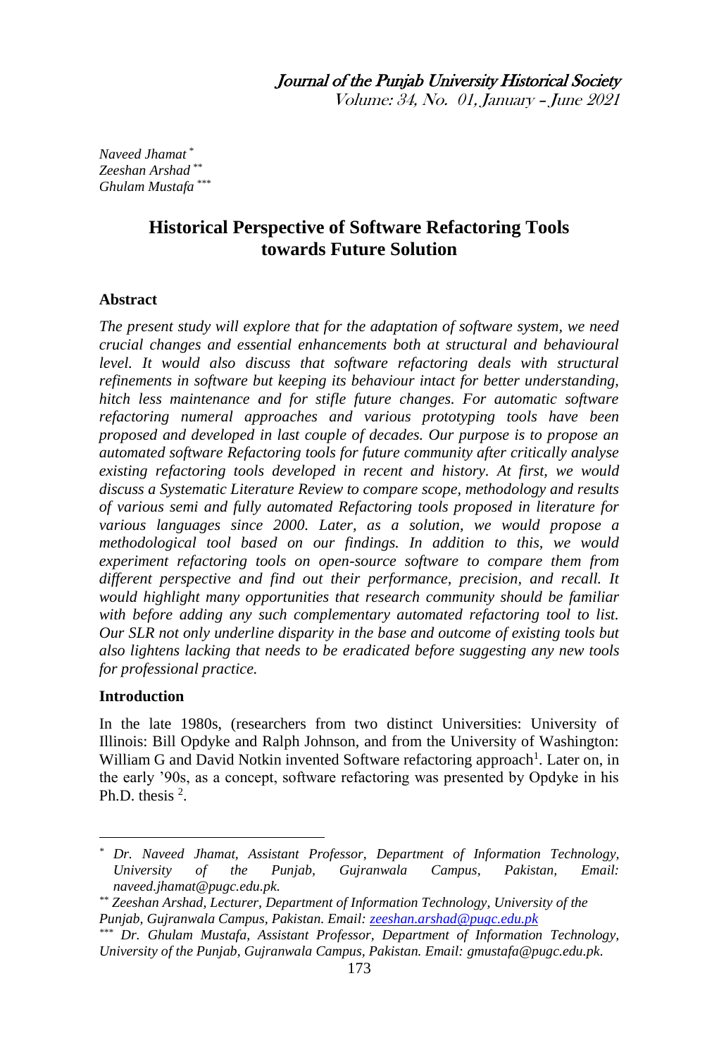*Naveed Jhamat* [*]
*Zeeshan Arshad* [**]
*Ghulam Mustafa* [***]

# Historical Perspective of Software Refactoring Tools towards Future Solution

## Abstract

*The present study will explore that for the adaptation of software system, we need crucial changes and essential enhancements both at structural and behavioural level. It would also discuss that software refactoring deals with structural refinements in software but keeping its behaviour intact for better understanding, hitch less maintenance and for stifle future changes. For automatic software refactoring numeral approaches and various prototyping tools have been proposed and developed in last couple of decades. Our purpose is to propose an automated software Refactoring tools for future community after critically analyse existing refactoring tools developed in recent and history. At first, we would discuss a Systematic Literature Review to compare scope, methodology and results of various semi and fully automated Refactoring tools proposed in literature for various languages since 2000. Later, as a solution, we would propose a methodological tool based on our findings. In addition to this, we would experiment refactoring tools on open-source software to compare them from different perspective and find out their performance, precision, and recall. It would highlight many opportunities that research community should be familiar with before adding any such complementary automated refactoring tool to list. Our SLR not only underline disparity in the base and outcome of existing tools but also lightens lacking that needs to be eradicated before suggesting any new tools for professional practice.*

## Introduction

In the late 1980s, (researchers from two distinct Universities: University of Illinois: Bill Opdyke and Ralph Johnson, and from the University of Washington: William G and David Notkin invented Software refactoring approach[1]. Later on, in the early '90s, as a concept, software refactoring was presented by Opdyke in his Ph.D. thesis [2].

---

[*] *Dr. Naveed Jhamat, Assistant Professor, Department of Information Technology, University of the Punjab, Gujranwala Campus, Pakistan, Email: naveed.jhamat@pugc.edu.pk.*

[**] *Zeeshan Arshad, Lecturer, Department of Information Technology, University of the Punjab, Gujranwala Campus, Pakistan. Email: zeeshan.arshad@pugc.edu.pk*

[***] *Dr. Ghulam Mustafa, Assistant Professor, Department of Information Technology, University of the Punjab, Gujranwala Campus, Pakistan. Email: gmustafa@pugc.edu.pk.*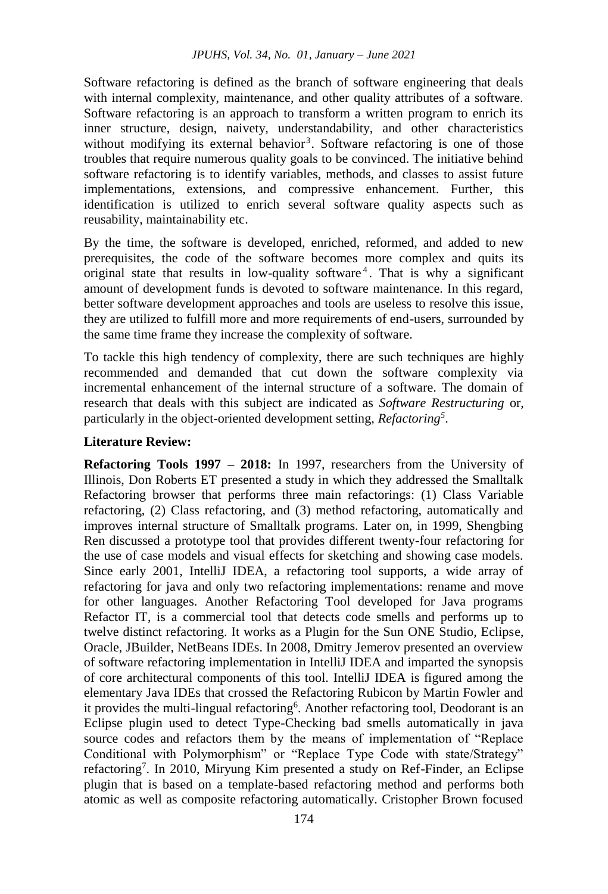Software refactoring is defined as the branch of software engineering that deals with internal complexity, maintenance, and other quality attributes of a software. Software refactoring is an approach to transform a written program to enrich its inner structure, design, naivety, understandability, and other characteristics without modifying its external behavior[3]. Software refactoring is one of those troubles that require numerous quality goals to be convinced. The initiative behind software refactoring is to identify variables, methods, and classes to assist future implementations, extensions, and compressive enhancement. Further, this identification is utilized to enrich several software quality aspects such as reusability, maintainability etc.

By the time, the software is developed, enriched, reformed, and added to new prerequisites, the code of the software becomes more complex and quits its original state that results in low-quality software[4]. That is why a significant amount of development funds is devoted to software maintenance. In this regard, better software development approaches and tools are useless to resolve this issue, they are utilized to fulfill more and more requirements of end-users, surrounded by the same time frame they increase the complexity of software.

To tackle this high tendency of complexity, there are such techniques are highly recommended and demanded that cut down the software complexity via incremental enhancement of the internal structure of a software. The domain of research that deals with this subject are indicated as *Software Restructuring* or, particularly in the object-oriented development setting, *Refactoring*[5].

**Literature Review:**

**Refactoring Tools 1997 – 2018:** In 1997, researchers from the University of Illinois, Don Roberts ET presented a study in which they addressed the Smalltalk Refactoring browser that performs three main refactorings: (1) Class Variable refactoring, (2) Class refactoring, and (3) method refactoring, automatically and improves internal structure of Smalltalk programs. Later on, in 1999, Shengbing Ren discussed a prototype tool that provides different twenty-four refactoring for the use of case models and visual effects for sketching and showing case models. Since early 2001, IntelliJ IDEA, a refactoring tool supports, a wide array of refactoring for java and only two refactoring implementations: rename and move for other languages. Another Refactoring Tool developed for Java programs Refactor IT, is a commercial tool that detects code smells and performs up to twelve distinct refactoring. It works as a Plugin for the Sun ONE Studio, Eclipse, Oracle, JBuilder, NetBeans IDEs. In 2008, Dmitry Jemerov presented an overview of software refactoring implementation in IntelliJ IDEA and imparted the synopsis of core architectural components of this tool. IntelliJ IDEA is figured among the elementary Java IDEs that crossed the Refactoring Rubicon by Martin Fowler and it provides the multi-lingual refactoring[6]. Another refactoring tool, Deodorant is an Eclipse plugin used to detect Type-Checking bad smells automatically in java source codes and refactors them by the means of implementation of "Replace Conditional with Polymorphism" or "Replace Type Code with state/Strategy" refactoring[7]. In 2010, Miryung Kim presented a study on Ref-Finder, an Eclipse plugin that is based on a template-based refactoring method and performs both atomic as well as composite refactoring automatically. Cristopher Brown focused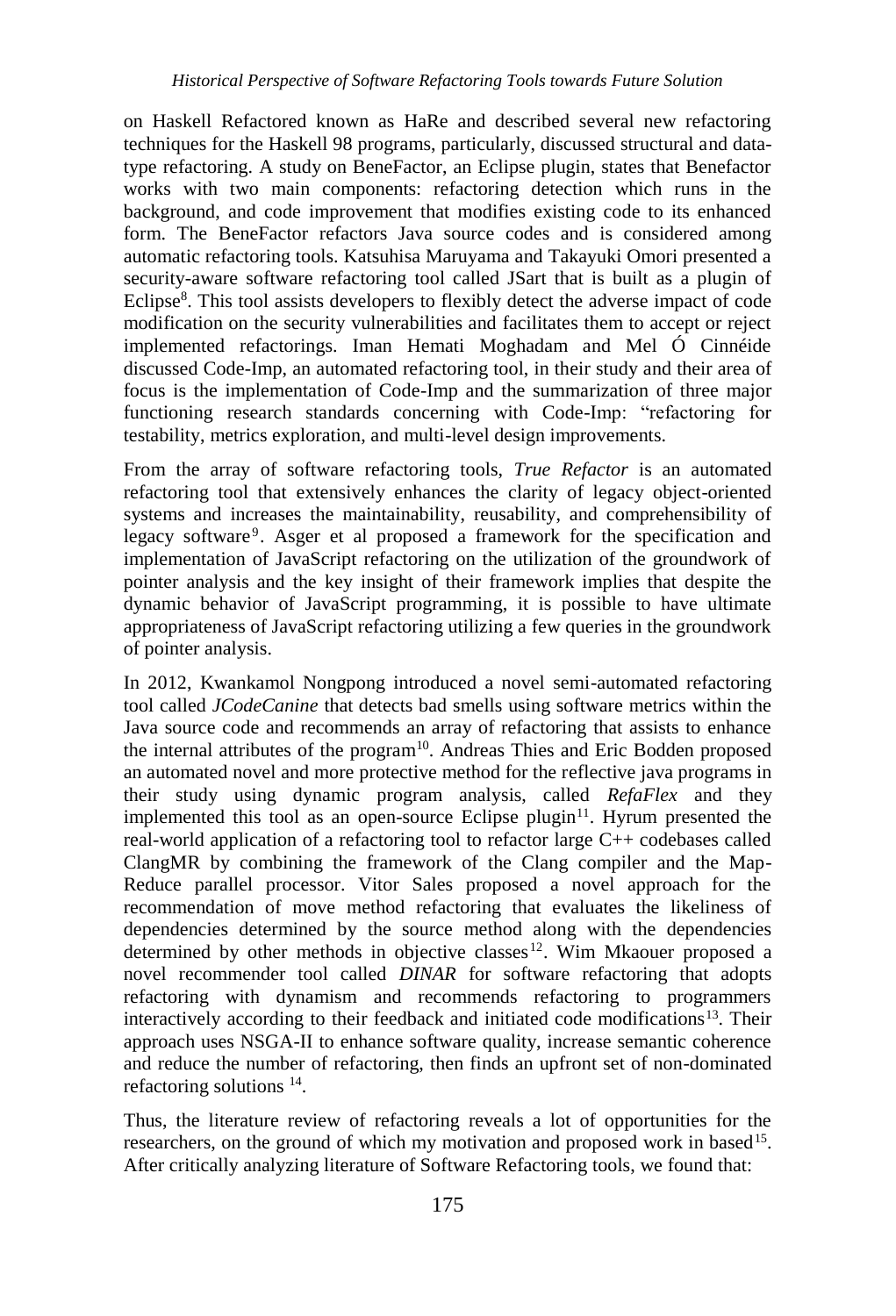on Haskell Refactored known as HaRe and described several new refactoring techniques for the Haskell 98 programs, particularly, discussed structural and data-type refactoring. A study on BeneFactor, an Eclipse plugin, states that Benefactor works with two main components: refactoring detection which runs in the background, and code improvement that modifies existing code to its enhanced form. The BeneFactor refactors Java source codes and is considered among automatic refactoring tools. Katsuhisa Maruyama and Takayuki Omori presented a security-aware software refactoring tool called JSart that is built as a plugin of Eclipse[8]. This tool assists developers to flexibly detect the adverse impact of code modification on the security vulnerabilities and facilitates them to accept or reject implemented refactorings. Iman Hemati Moghadam and Mel Ó Cinnéide discussed Code-Imp, an automated refactoring tool, in their study and their area of focus is the implementation of Code-Imp and the summarization of three major functioning research standards concerning with Code-Imp: "refactoring for testability, metrics exploration, and multi-level design improvements.

From the array of software refactoring tools, *True Refactor* is an automated refactoring tool that extensively enhances the clarity of legacy object-oriented systems and increases the maintainability, reusability, and comprehensibility of legacy software[9]. Asger et al proposed a framework for the specification and implementation of JavaScript refactoring on the utilization of the groundwork of pointer analysis and the key insight of their framework implies that despite the dynamic behavior of JavaScript programming, it is possible to have ultimate appropriateness of JavaScript refactoring utilizing a few queries in the groundwork of pointer analysis.

In 2012, Kwankamol Nongpong introduced a novel semi-automated refactoring tool called *JCodeCanine* that detects bad smells using software metrics within the Java source code and recommends an array of refactoring that assists to enhance the internal attributes of the program[10]. Andreas Thies and Eric Bodden proposed an automated novel and more protective method for the reflective java programs in their study using dynamic program analysis, called *RefaFlex* and they implemented this tool as an open-source Eclipse plugin[11]. Hyrum presented the real-world application of a refactoring tool to refactor large C++ codebases called ClangMR by combining the framework of the Clang compiler and the Map-Reduce parallel processor. Vitor Sales proposed a novel approach for the recommendation of move method refactoring that evaluates the likeliness of dependencies determined by the source method along with the dependencies determined by other methods in objective classes[12]. Wim Mkaouer proposed a novel recommender tool called *DINAR* for software refactoring that adopts refactoring with dynamism and recommends refactoring to programmers interactively according to their feedback and initiated code modifications[13]. Their approach uses NSGA-II to enhance software quality, increase semantic coherence and reduce the number of refactoring, then finds an upfront set of non-dominated refactoring solutions [14].

Thus, the literature review of refactoring reveals a lot of opportunities for the researchers, on the ground of which my motivation and proposed work in based[15]. After critically analyzing literature of Software Refactoring tools, we found that: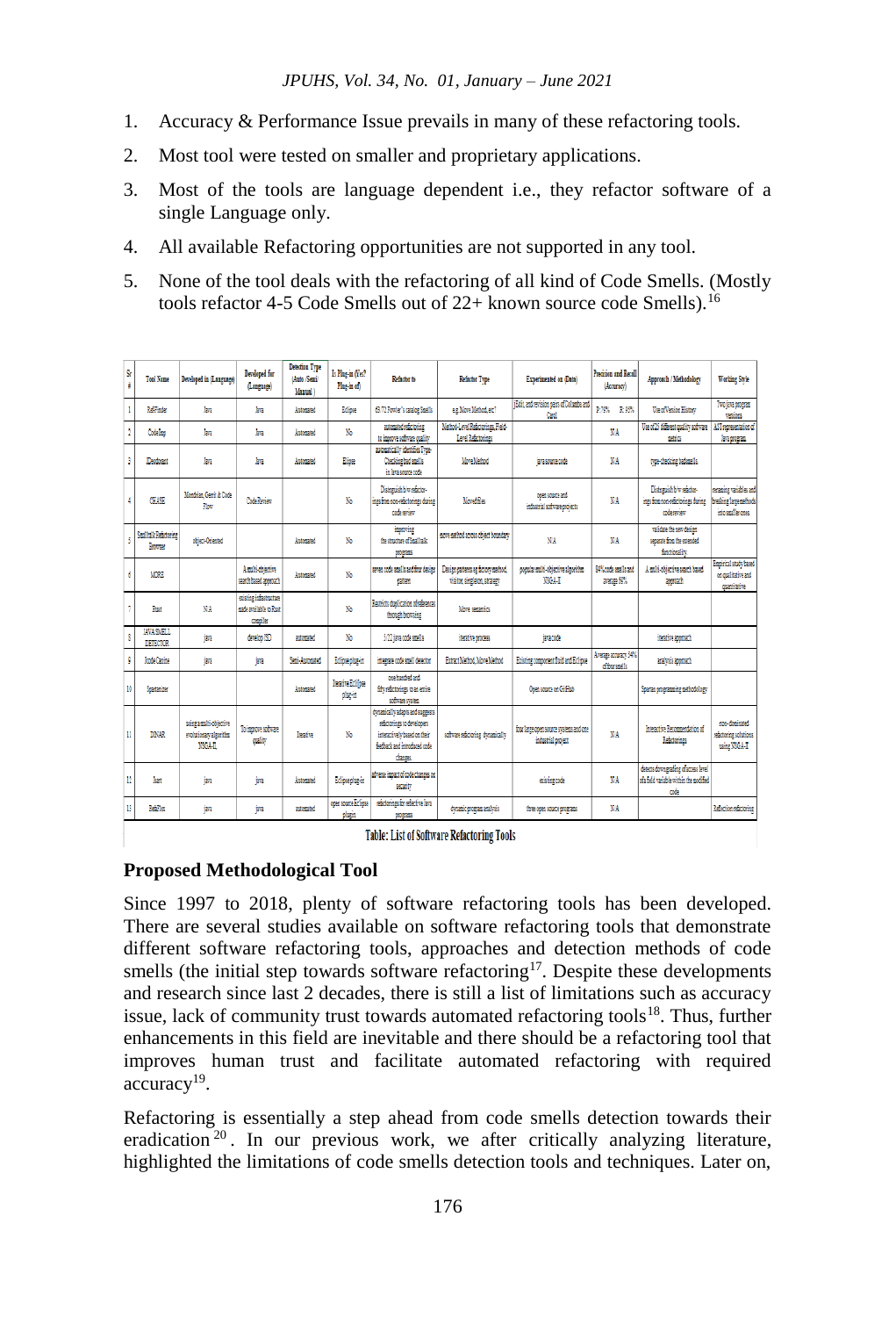1. Accuracy & Performance Issue prevails in many of these refactoring tools.
2. Most tool were tested on smaller and proprietary applications.
3. Most of the tools are language dependent i.e., they refactor software of a single Language only.
4. All available Refactoring opportunities are not supported in any tool.
5. None of the tool deals with the refactoring of all kind of Code Smells. (Mostly tools refactor 4-5 Code Smells out of 22+ known source code Smells).[16]

| Sr # | Tool Name | Developed in (Language) | Developed for (Language) | Detection Type (Auto /Semi Manual) | Is Plug-in (Yes? Plug-in of) | Refactor to | Refactor Type | Experimented on (Data) | Precision and Recall (Accuracy) | Approach / Methodology | Working Style |
|---|---|---|---|---|---|---|---|---|---|---|---|
| 1 | RefFinder | Java | Java | Automated | Eclipse | 63/72 Fowler's catalog Smells | e.g. Move Method, etc | jEdit, and revision pairs of Columba and Carol | P: 79% R: 95% | Use of Version History | Two java program versions |
| 2 | CodeImp | Java | Java | Automated | No | automated refactoring to improve software quality | Method-Level Refactorings, Field-Level Refactorings | | N/A | Use of 28 different quality software metrics | AST representation of Java program |
| 3 | JDeodorant | Java | Java | Automated | Eclipse | automatically identifies Type-Checking bad smells in Java source code | Move Method | java source code | N/A | type-checking bad smells | |
| 4 | CHASE | Mondrian, Gerrit & Code Flow | Code Review | | No | Distinguish b/w refactor-ings from non-refactorings during code review | Moved Files | open source and industrial software projects | N/A | Distinguish b/w refactor-ings from non-refactorings during code review | renaming variables and breaking large methods into smaller ones |
| 5 | Smalltalk Refactoring Browser | object-Oriented | | Automated | No | improving the structure of Smalltalk programs | move method across object boundary | N/A | N/A | validate the new design separate from the extended functionality | |
| 6 | MORE | | A multi-objective search based approach | Automated | No | seven code smells and four design pattern | Design patterns eg factory method, visitor, singleton, strategy | popular multi-objective algorithm NSGA-II | 84% code smells and average 86% | A multi-objective search based approach | Empirical study based on qualitative and quantitative |
| 7 | Rust | N/A | existing infrastructure made available to Rust compiler | | No | Reinform duplication of references through borrowing | Move semantics | | | | |
| 8 | JAVA SMELL DETECTOR | java | develop IED | automated | No | 5/22 java code smells | iterative process | java code | | iterative approach | |
| 9 | JCodeCanine | java | java | Semi-Automated | Eclipse plug-in | integrate code smell detector | Extract Method, Move Method | Existing component Build and Eclipse | Average accuracy 94% of four smells | analysis approach | |
| 10 | Spartanizer | | | Automated | Iterative Eclipse plug-in | one hundred and fifty refactorings to an entire software system | | Open source on GitHub | | Spartan programming methodology | |
| 11 | DINAR | using a multi-objective evolutionary algorithm NSGA-II | To improve software quality | Iterative | No | dynamically adapts and suggests refactorings to developers interactively based on their feedback and introduced code changes. | software refactoring dynamically | four large open source systems and one industrial project | N/A | Interactive Recommendation of Refactorings | non-dominated refactoring solutions using NSGA-II |
| 12 | Jiart | java | java | Automated | Eclipse plug-in | adverse impact of code changes on security | | existing code | N/A | detects downgrading of access level of a field/ variable within the modified code | |
| 13 | RefaFlex | java | java | automated | open source Eclipse plugin | refactorings for reflective Java programs | dynamic program analysis | three open source programs | N/A | | Reflection refactoring |

Table: List of Software Refactoring Tools

### Proposed Methodological Tool

Since 1997 to 2018, plenty of software refactoring tools has been developed. There are several studies available on software refactoring tools that demonstrate different software refactoring tools, approaches and detection methods of code smells (the initial step towards software refactoring[17]. Despite these developments and research since last 2 decades, there is still a list of limitations such as accuracy issue, lack of community trust towards automated refactoring tools[18]. Thus, further enhancements in this field are inevitable and there should be a refactoring tool that improves human trust and facilitate automated refactoring with required accuracy[19].

Refactoring is essentially a step ahead from code smells detection towards their eradication[20]. In our previous work, we after critically analyzing literature, highlighted the limitations of code smells detection tools and techniques. Later on,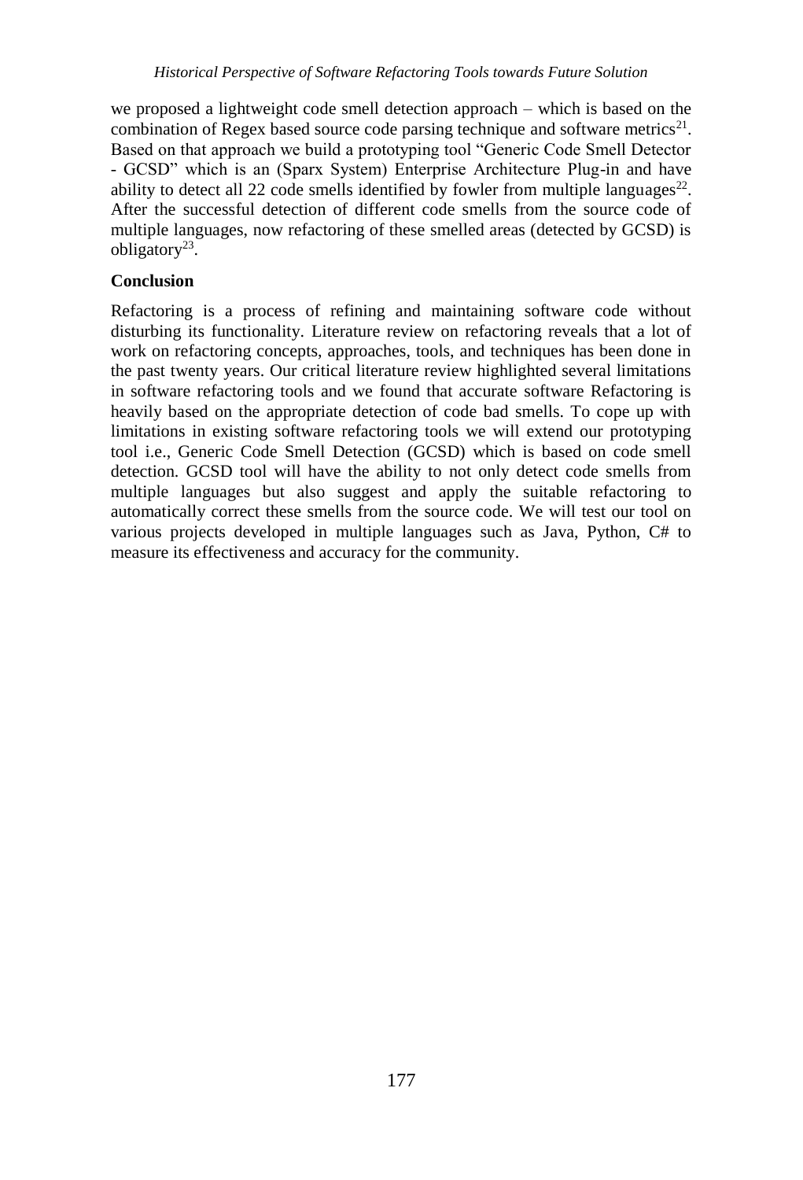we proposed a lightweight code smell detection approach – which is based on the combination of Regex based source code parsing technique and software metrics[21]. Based on that approach we build a prototyping tool "Generic Code Smell Detector - GCSD" which is an (Sparx System) Enterprise Architecture Plug-in and have ability to detect all 22 code smells identified by fowler from multiple languages[22]. After the successful detection of different code smells from the source code of multiple languages, now refactoring of these smelled areas (detected by GCSD) is obligatory[23].

**Conclusion**

Refactoring is a process of refining and maintaining software code without disturbing its functionality. Literature review on refactoring reveals that a lot of work on refactoring concepts, approaches, tools, and techniques has been done in the past twenty years. Our critical literature review highlighted several limitations in software refactoring tools and we found that accurate software Refactoring is heavily based on the appropriate detection of code bad smells. To cope up with limitations in existing software refactoring tools we will extend our prototyping tool i.e., Generic Code Smell Detection (GCSD) which is based on code smell detection. GCSD tool will have the ability to not only detect code smells from multiple languages but also suggest and apply the suitable refactoring to automatically correct these smells from the source code. We will test our tool on various projects developed in multiple languages such as Java, Python, C# to measure its effectiveness and accuracy for the community.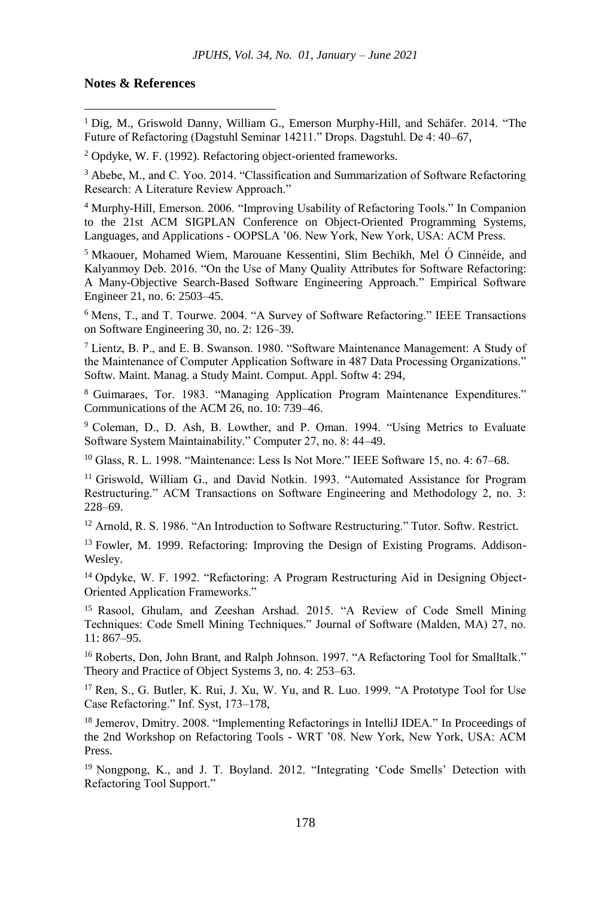**Notes & References**

[1] Dig, M., Griswold Danny, William G., Emerson Murphy-Hill, and Schäfer. 2014. "The Future of Refactoring (Dagstuhl Seminar 14211." Drops. Dagstuhl. De 4: 40–67,

[2] Opdyke, W. F. (1992). Refactoring object-oriented frameworks.

[3] Abebe, M., and C. Yoo. 2014. "Classification and Summarization of Software Refactoring Research: A Literature Review Approach."

[4] Murphy-Hill, Emerson. 2006. "Improving Usability of Refactoring Tools." In Companion to the 21st ACM SIGPLAN Conference on Object-Oriented Programming Systems, Languages, and Applications - OOPSLA '06. New York, New York, USA: ACM Press.

[5] Mkaouer, Mohamed Wiem, Marouane Kessentini, Slim Bechikh, Mel Ó Cinnéide, and Kalyanmoy Deb. 2016. "On the Use of Many Quality Attributes for Software Refactoring: A Many-Objective Search-Based Software Engineering Approach." Empirical Software Engineer 21, no. 6: 2503–45.

[6] Mens, T., and T. Tourwe. 2004. "A Survey of Software Refactoring." IEEE Transactions on Software Engineering 30, no. 2: 126–39.

[7] Lientz, B. P., and E. B. Swanson. 1980. "Software Maintenance Management: A Study of the Maintenance of Computer Application Software in 487 Data Processing Organizations." Softw. Maint. Manag. a Study Maint. Comput. Appl. Softw 4: 294,

[8] Guimaraes, Tor. 1983. "Managing Application Program Maintenance Expenditures." Communications of the ACM 26, no. 10: 739–46.

[9] Coleman, D., D. Ash, B. Lowther, and P. Oman. 1994. "Using Metrics to Evaluate Software System Maintainability." Computer 27, no. 8: 44–49.

[10] Glass, R. L. 1998. "Maintenance: Less Is Not More." IEEE Software 15, no. 4: 67–68.

[11] Griswold, William G., and David Notkin. 1993. "Automated Assistance for Program Restructuring." ACM Transactions on Software Engineering and Methodology 2, no. 3: 228–69.

[12] Arnold, R. S. 1986. "An Introduction to Software Restructuring." Tutor. Softw. Restrict.

[13] Fowler, M. 1999. Refactoring: Improving the Design of Existing Programs. Addison-Wesley.

[14] Opdyke, W. F. 1992. "Refactoring: A Program Restructuring Aid in Designing Object-Oriented Application Frameworks."

[15] Rasool, Ghulam, and Zeeshan Arshad. 2015. "A Review of Code Smell Mining Techniques: Code Smell Mining Techniques." Journal of Software (Malden, MA) 27, no. 11: 867–95.

[16] Roberts, Don, John Brant, and Ralph Johnson. 1997. "A Refactoring Tool for Smalltalk." Theory and Practice of Object Systems 3, no. 4: 253–63.

[17] Ren, S., G. Butler, K. Rui, J. Xu, W. Yu, and R. Luo. 1999. "A Prototype Tool for Use Case Refactoring." Inf. Syst, 173–178,

[18] Jemerov, Dmitry. 2008. "Implementing Refactorings in IntelliJ IDEA." In Proceedings of the 2nd Workshop on Refactoring Tools - WRT '08. New York, New York, USA: ACM Press.

[19] Nongpong, K., and J. T. Boyland. 2012. "Integrating 'Code Smells' Detection with Refactoring Tool Support."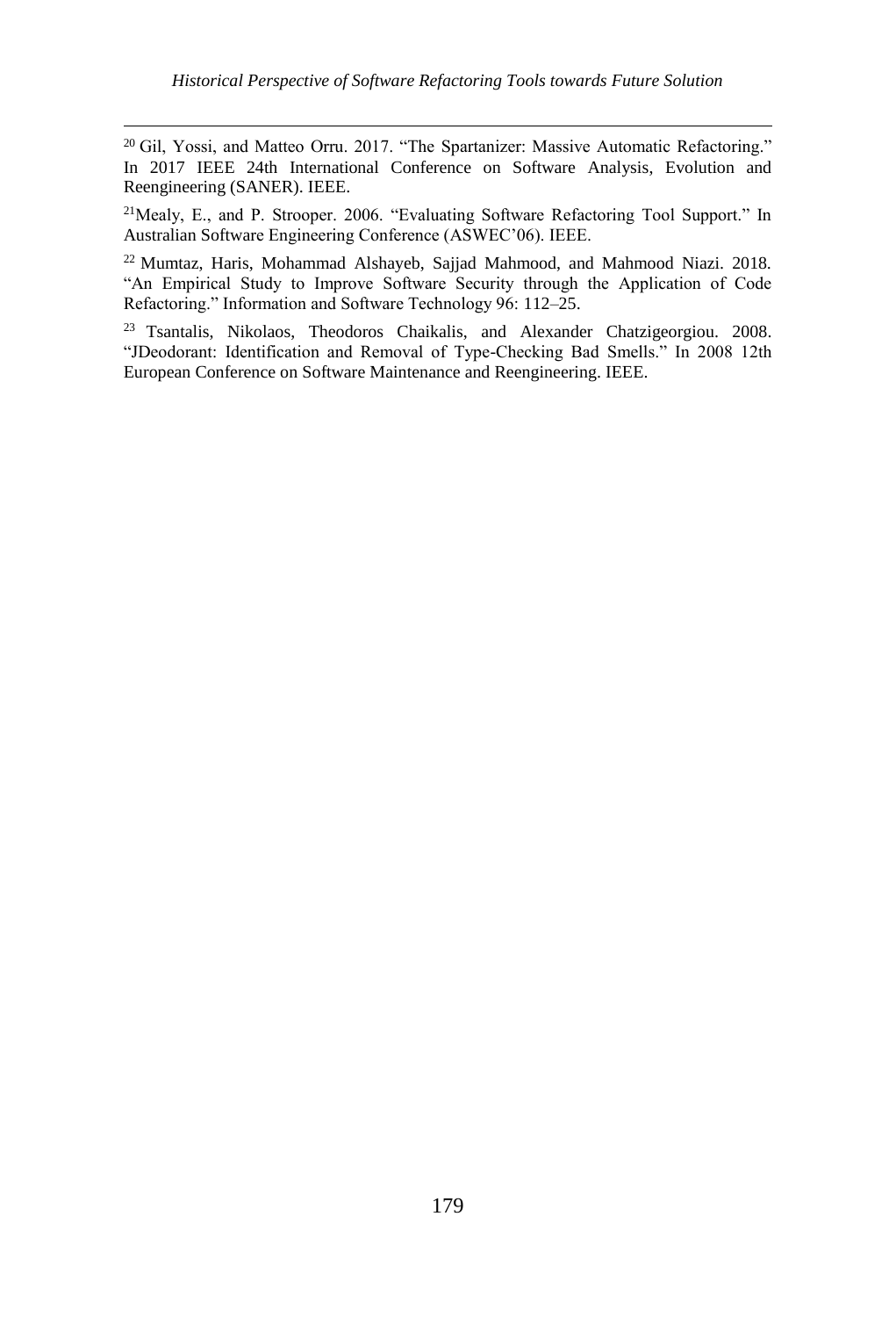[20] Gil, Yossi, and Matteo Orru. 2017. "The Spartanizer: Massive Automatic Refactoring." In 2017 IEEE 24th International Conference on Software Analysis, Evolution and Reengineering (SANER). IEEE.

[21] Mealy, E., and P. Strooper. 2006. "Evaluating Software Refactoring Tool Support." In Australian Software Engineering Conference (ASWEC'06). IEEE.

[22] Mumtaz, Haris, Mohammad Alshayeb, Sajjad Mahmood, and Mahmood Niazi. 2018. "An Empirical Study to Improve Software Security through the Application of Code Refactoring." Information and Software Technology 96: 112–25.

[23] Tsantalis, Nikolaos, Theodoros Chaikalis, and Alexander Chatzigeorgiou. 2008. "JDeodorant: Identification and Removal of Type-Checking Bad Smells." In 2008 12th European Conference on Software Maintenance and Reengineering. IEEE.